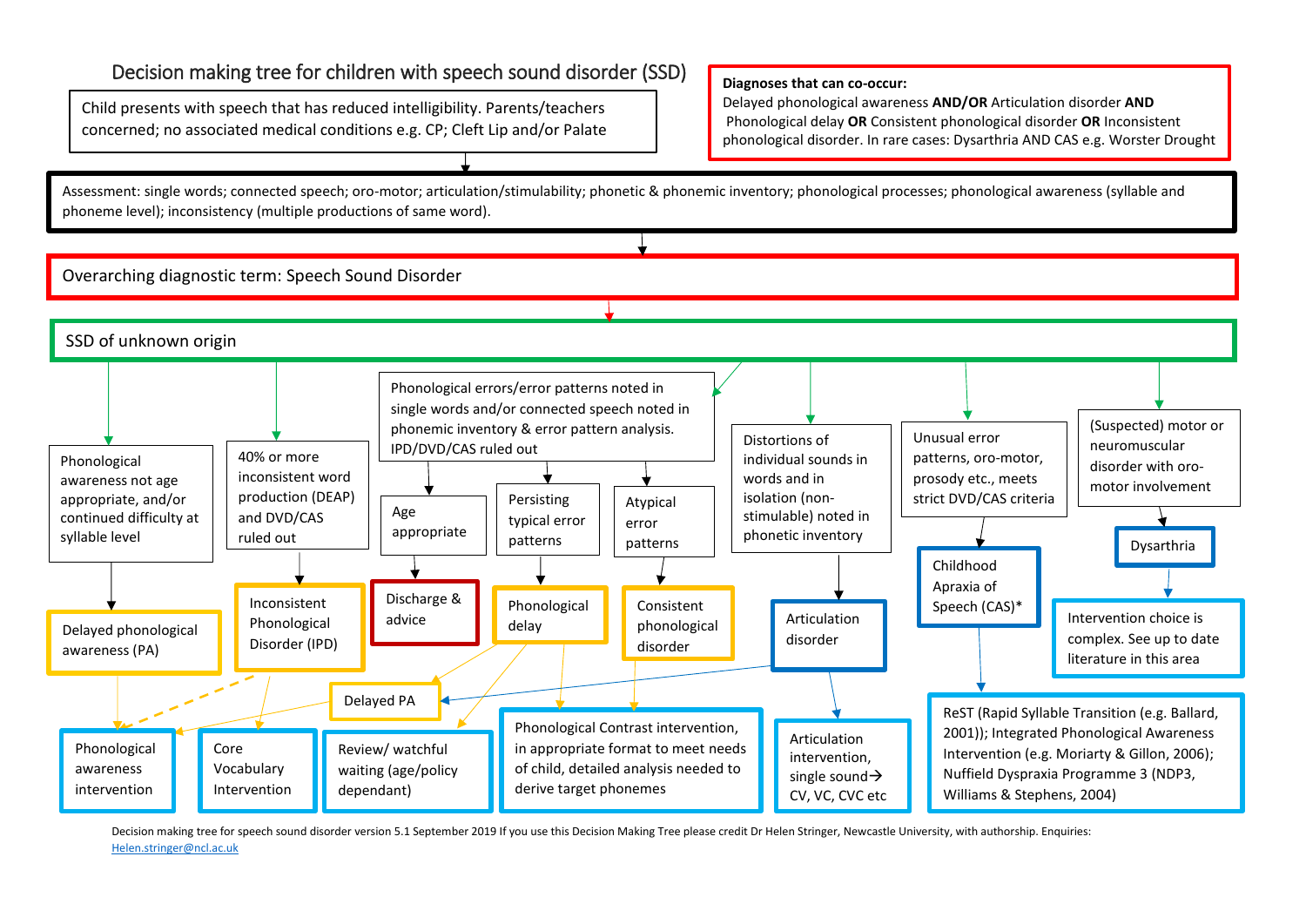# Decision making tree for children with speech sound disorder (SSD)

Child presents with speech that has reduced intelligibility. Parents/teachers concerned; no associated medical conditions e.g. CP; Cleft Lip and/or Palate

**Diagnoses that can co-occur:**
Delayed phonological awareness **AND/OR** Articulation disorder **AND** Phonological delay **OR** Consistent phonological disorder **OR** Inconsistent phonological disorder. In rare cases: Dysarthria AND CAS e.g. Worster Drought

Assessment: single words; connected speech; oro-motor; articulation/stimulability; phonetic & phonemic inventory; phonological processes; phonological awareness (syllable and phoneme level); inconsistency (multiple productions of same word).

Overarching diagnostic term: Speech Sound Disorder

SSD of unknown origin

- Phonological awareness not age appropriate, and/or continued difficulty at syllable level
  - → Delayed phonological awareness (PA)
    - → Phonological awareness intervention
- 40% or more inconsistent word production (DEAP) and DVD/CAS ruled out
  - → Inconsistent Phonological Disorder (IPD)
    - → Core Vocabulary Intervention
    - → Phonological awareness intervention
- Phonological errors/error patterns noted in single words and/or connected speech noted in phonemic inventory & error pattern analysis. IPD/DVD/CAS ruled out
  - Age appropriate
    - → Discharge & advice
  - Persisting typical error patterns
    - → Phonological delay
      - → Delayed PA
      - → Review/ watchful waiting (age/policy dependant)
      - → Phonological Contrast intervention, in appropriate format to meet needs of child, detailed analysis needed to derive target phonemes
  - Atypical error patterns
    - → Consistent phonological disorder
      - → Phonological Contrast intervention, in appropriate format to meet needs of child, detailed analysis needed to derive target phonemes
- Distortions of individual sounds in words and in isolation (non-stimulable) noted in phonetic inventory
  - → Articulation disorder
    - → Delayed PA
    - → Articulation intervention, single sound→ CV, VC, CVC etc
- Unusual error patterns, oro-motor, prosody etc., meets strict DVD/CAS criteria
  - → Childhood Apraxia of Speech (CAS)*
    - → ReST (Rapid Syllable Transition (e.g. Ballard, 2001)); Integrated Phonological Awareness Intervention (e.g. Moriarty & Gillon, 2006); Nuffield Dyspraxia Programme 3 (NDP3, Williams & Stephens, 2004)
- (Suspected) motor or neuromuscular disorder with oro-motor involvement
  - → Dysarthria
    - → Intervention choice is complex. See up to date literature in this area

Delayed PA → Phonological awareness intervention

Decision making tree for speech sound disorder version 5.1 September 2019 If you use this Decision Making Tree please credit Dr Helen Stringer, Newcastle University, with authorship. Enquiries: Helen.stringer@ncl.ac.uk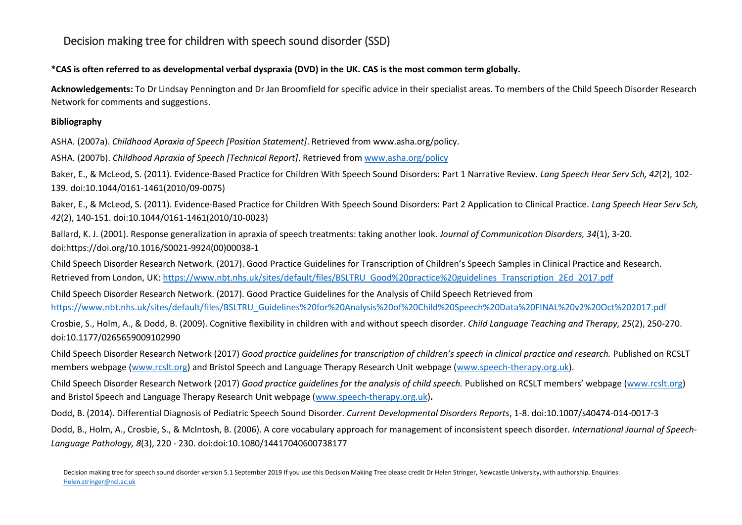# Decision making tree for children with speech sound disorder (SSD)

**\*CAS is often referred to as developmental verbal dyspraxia (DVD) in the UK. CAS is the most common term globally.**

**Acknowledgements:** To Dr Lindsay Pennington and Dr Jan Broomfield for specific advice in their specialist areas. To members of the Child Speech Disorder Research Network for comments and suggestions.

**Bibliography**

ASHA. (2007a). *Childhood Apraxia of Speech [Position Statement]*. Retrieved from www.asha.org/policy.

ASHA. (2007b). *Childhood Apraxia of Speech [Technical Report]*. Retrieved from [www.asha.org/policy](www.asha.org/policy)

Baker, E., & McLeod, S. (2011). Evidence-Based Practice for Children With Speech Sound Disorders: Part 1 Narrative Review. *Lang Speech Hear Serv Sch, 42*(2), 102-139. doi:10.1044/0161-1461(2010/09-0075)

Baker, E., & McLeod, S. (2011). Evidence-Based Practice for Children With Speech Sound Disorders: Part 2 Application to Clinical Practice. *Lang Speech Hear Serv Sch, 42*(2), 140-151. doi:10.1044/0161-1461(2010/10-0023)

Ballard, K. J. (2001). Response generalization in apraxia of speech treatments: taking another look. *Journal of Communication Disorders, 34*(1), 3-20. doi:https://doi.org/10.1016/S0021-9924(00)00038-1

Child Speech Disorder Research Network. (2017). Good Practice Guidelines for Transcription of Children's Speech Samples in Clinical Practice and Research. Retrieved from London, UK: [https://www.nbt.nhs.uk/sites/default/files/BSLTRU_Good%20practice%20guidelines_Transcription_2Ed_2017.pdf](https://www.nbt.nhs.uk/sites/default/files/BSLTRU_Good%20practice%20guidelines_Transcription_2Ed_2017.pdf)

Child Speech Disorder Research Network. (2017). Good Practice Guidelines for the Analysis of Child Speech Retrieved from [https://www.nbt.nhs.uk/sites/default/files/BSLTRU_Guidelines%20for%20Analysis%20of%20Child%20Speech%20Data%20FINAL%20v2%20Oct%202017.pdf](https://www.nbt.nhs.uk/sites/default/files/BSLTRU_Guidelines%20for%20Analysis%20of%20Child%20Speech%20Data%20FINAL%20v2%20Oct%202017.pdf)

Crosbie, S., Holm, A., & Dodd, B. (2009). Cognitive flexibility in children with and without speech disorder. *Child Language Teaching and Therapy, 25*(2), 250-270. doi:10.1177/0265659009102990

Child Speech Disorder Research Network (2017) *Good practice guidelines for transcription of children's speech in clinical practice and research.* Published on RCSLT members webpage ([www.rcslt.org](www.rcslt.org)) and Bristol Speech and Language Therapy Research Unit webpage ([www.speech-therapy.org.uk](www.speech-therapy.org.uk)).

Child Speech Disorder Research Network (2017) *Good practice guidelines for the analysis of child speech.* Published on RCSLT members' webpage ([www.rcslt.org](www.rcslt.org)) and Bristol Speech and Language Therapy Research Unit webpage ([www.speech-therapy.org.uk](www.speech-therapy.org.uk))**.**

Dodd, B. (2014). Differential Diagnosis of Pediatric Speech Sound Disorder. *Current Developmental Disorders Reports*, 1-8. doi:10.1007/s40474-014-0017-3

Dodd, B., Holm, A., Crosbie, S., & McIntosh, B. (2006). A core vocabulary approach for management of inconsistent speech disorder. *International Journal of Speech-Language Pathology, 8*(3), 220 - 230. doi:doi:10.1080/14417040600738177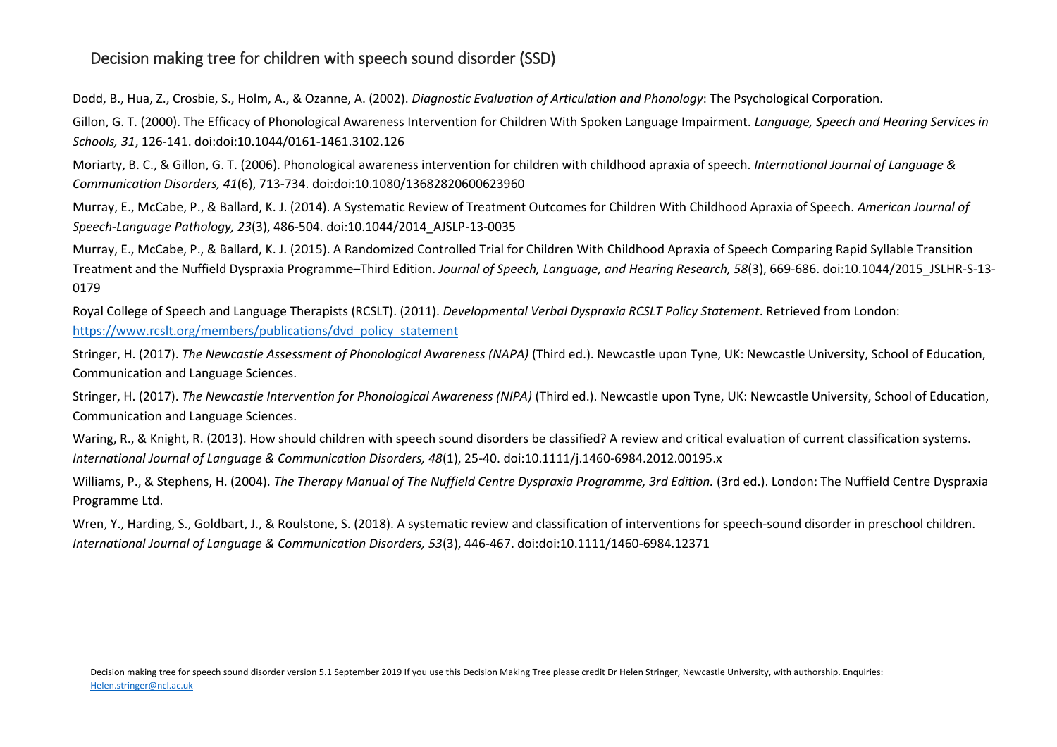## Decision making tree for children with speech sound disorder (SSD)

Dodd, B., Hua, Z., Crosbie, S., Holm, A., & Ozanne, A. (2002). *Diagnostic Evaluation of Articulation and Phonology*: The Psychological Corporation.

Gillon, G. T. (2000). The Efficacy of Phonological Awareness Intervention for Children With Spoken Language Impairment. *Language, Speech and Hearing Services in Schools, 31*, 126-141. doi:doi:10.1044/0161-1461.3102.126

Moriarty, B. C., & Gillon, G. T. (2006). Phonological awareness intervention for children with childhood apraxia of speech. *International Journal of Language & Communication Disorders, 41*(6), 713-734. doi:doi:10.1080/13682820600623960

Murray, E., McCabe, P., & Ballard, K. J. (2014). A Systematic Review of Treatment Outcomes for Children With Childhood Apraxia of Speech. *American Journal of Speech-Language Pathology, 23*(3), 486-504. doi:10.1044/2014_AJSLP-13-0035

Murray, E., McCabe, P., & Ballard, K. J. (2015). A Randomized Controlled Trial for Children With Childhood Apraxia of Speech Comparing Rapid Syllable Transition Treatment and the Nuffield Dyspraxia Programme–Third Edition. *Journal of Speech, Language, and Hearing Research, 58*(3), 669-686. doi:10.1044/2015_JSLHR-S-13-0179

Royal College of Speech and Language Therapists (RCSLT). (2011). *Developmental Verbal Dyspraxia RCSLT Policy Statement*. Retrieved from London: https://www.rcslt.org/members/publications/dvd_policy_statement

Stringer, H. (2017). *The Newcastle Assessment of Phonological Awareness (NAPA)* (Third ed.). Newcastle upon Tyne, UK: Newcastle University, School of Education, Communication and Language Sciences.

Stringer, H. (2017). *The Newcastle Intervention for Phonological Awareness (NIPA)* (Third ed.). Newcastle upon Tyne, UK: Newcastle University, School of Education, Communication and Language Sciences.

Waring, R., & Knight, R. (2013). How should children with speech sound disorders be classified? A review and critical evaluation of current classification systems. *International Journal of Language & Communication Disorders, 48*(1), 25-40. doi:10.1111/j.1460-6984.2012.00195.x

Williams, P., & Stephens, H. (2004). *The Therapy Manual of The Nuffield Centre Dyspraxia Programme, 3rd Edition.* (3rd ed.). London: The Nuffield Centre Dyspraxia Programme Ltd.

Wren, Y., Harding, S., Goldbart, J., & Roulstone, S. (2018). A systematic review and classification of interventions for speech-sound disorder in preschool children. *International Journal of Language & Communication Disorders, 53*(3), 446-467. doi:doi:10.1111/1460-6984.12371

Decision making tree for speech sound disorder version 5.1 September 2019 If you use this Decision Making Tree please credit Dr Helen Stringer, Newcastle University, with authorship. Enquiries: Helen.stringer@ncl.ac.uk